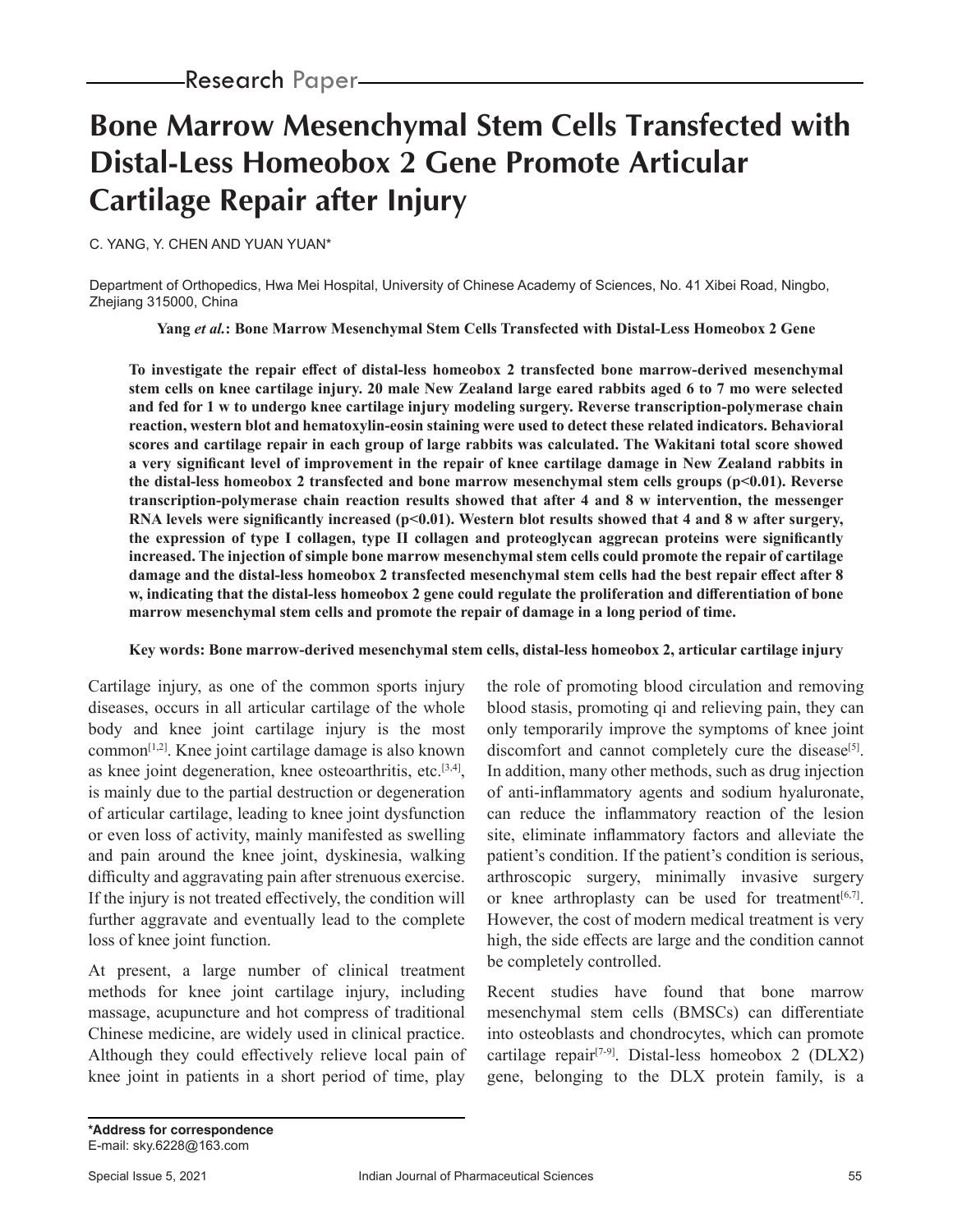Research Paper

# Bone Marrow Mesenchymal Stem Cells Transfected with Distal-Less Homeobox 2 Gene Promote Articular Cartilage Repair after Injury

C. YANG, Y. CHEN AND YUAN YUAN*

Department of Orthopedics, Hwa Mei Hospital, University of Chinese Academy of Sciences, No. 41 Xibei Road, Ningbo, Zhejiang 315000, China

**Yang *et al.*: Bone Marrow Mesenchymal Stem Cells Transfected with Distal-Less Homeobox 2 Gene**

**To investigate the repair effect of distal-less homeobox 2 transfected bone marrow-derived mesenchymal stem cells on knee cartilage injury. 20 male New Zealand large eared rabbits aged 6 to 7 mo were selected and fed for 1 w to undergo knee cartilage injury modeling surgery. Reverse transcription-polymerase chain reaction, western blot and hematoxylin-eosin staining were used to detect these related indicators. Behavioral scores and cartilage repair in each group of large rabbits was calculated. The Wakitani total score showed a very significant level of improvement in the repair of knee cartilage damage in New Zealand rabbits in the distal-less homeobox 2 transfected and bone marrow mesenchymal stem cells groups ($p<0.01$). Reverse transcription-polymerase chain reaction results showed that after 4 and 8 w intervention, the messenger RNA levels were significantly increased ($p<0.01$). Western blot results showed that 4 and 8 w after surgery, the expression of type I collagen, type II collagen and proteoglycan aggrecan proteins were significantly increased. The injection of simple bone marrow mesenchymal stem cells could promote the repair of cartilage damage and the distal-less homeobox 2 transfected mesenchymal stem cells had the best repair effect after 8 w, indicating that the distal-less homeobox 2 gene could regulate the proliferation and differentiation of bone marrow mesenchymal stem cells and promote the repair of damage in a long period of time.**

**Key words: Bone marrow-derived mesenchymal stem cells, distal-less homeobox 2, articular cartilage injury**

Cartilage injury, as one of the common sports injury diseases, occurs in all articular cartilage of the whole body and knee joint cartilage injury is the most common[1,2]. Knee joint cartilage damage is also known as knee joint degeneration, knee osteoarthritis, etc.[3,4], is mainly due to the partial destruction or degeneration of articular cartilage, leading to knee joint dysfunction or even loss of activity, mainly manifested as swelling and pain around the knee joint, dyskinesia, walking difficulty and aggravating pain after strenuous exercise. If the injury is not treated effectively, the condition will further aggravate and eventually lead to the complete loss of knee joint function.

At present, a large number of clinical treatment methods for knee joint cartilage injury, including massage, acupuncture and hot compress of traditional Chinese medicine, are widely used in clinical practice. Although they could effectively relieve local pain of knee joint in patients in a short period of time, play the role of promoting blood circulation and removing blood stasis, promoting qi and relieving pain, they can only temporarily improve the symptoms of knee joint discomfort and cannot completely cure the disease[5]. In addition, many other methods, such as drug injection of anti-inflammatory agents and sodium hyaluronate, can reduce the inflammatory reaction of the lesion site, eliminate inflammatory factors and alleviate the patient's condition. If the patient's condition is serious, arthroscopic surgery, minimally invasive surgery or knee arthroplasty can be used for treatment[6,7]. However, the cost of modern medical treatment is very high, the side effects are large and the condition cannot be completely controlled.

Recent studies have found that bone marrow mesenchymal stem cells (BMSCs) can differentiate into osteoblasts and chondrocytes, which can promote cartilage repair[7-9]. Distal-less homeobox 2 (DLX2) gene, belonging to the DLX protein family, is a

**\*Address for correspondence**
E-mail: sky.6228@163.com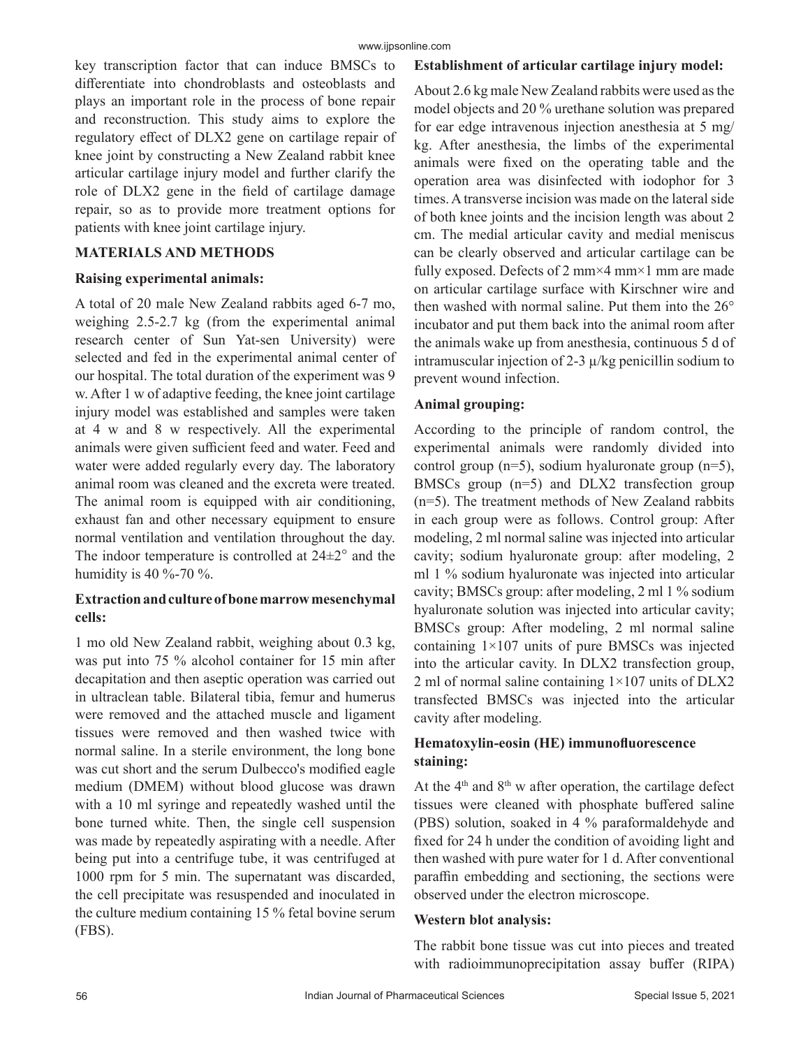key transcription factor that can induce BMSCs to differentiate into chondroblasts and osteoblasts and plays an important role in the process of bone repair and reconstruction. This study aims to explore the regulatory effect of DLX2 gene on cartilage repair of knee joint by constructing a New Zealand rabbit knee articular cartilage injury model and further clarify the role of DLX2 gene in the field of cartilage damage repair, so as to provide more treatment options for patients with knee joint cartilage injury.

## MATERIALS AND METHODS

### Raising experimental animals:

A total of 20 male New Zealand rabbits aged 6-7 mo, weighing 2.5-2.7 kg (from the experimental animal research center of Sun Yat-sen University) were selected and fed in the experimental animal center of our hospital. The total duration of the experiment was 9 w. After 1 w of adaptive feeding, the knee joint cartilage injury model was established and samples were taken at 4 w and 8 w respectively. All the experimental animals were given sufficient feed and water. Feed and water were added regularly every day. The laboratory animal room was cleaned and the excreta were treated. The animal room is equipped with air conditioning, exhaust fan and other necessary equipment to ensure normal ventilation and ventilation throughout the day. The indoor temperature is controlled at 24±2° and the humidity is 40 %-70 %.

### Extraction and culture of bone marrow mesenchymal cells:

1 mo old New Zealand rabbit, weighing about 0.3 kg, was put into 75 % alcohol container for 15 min after decapitation and then aseptic operation was carried out in ultraclean table. Bilateral tibia, femur and humerus were removed and the attached muscle and ligament tissues were removed and then washed twice with normal saline. In a sterile environment, the long bone was cut short and the serum Dulbecco's modified eagle medium (DMEM) without blood glucose was drawn with a 10 ml syringe and repeatedly washed until the bone turned white. Then, the single cell suspension was made by repeatedly aspirating with a needle. After being put into a centrifuge tube, it was centrifuged at 1000 rpm for 5 min. The supernatant was discarded, the cell precipitate was resuspended and inoculated in the culture medium containing 15 % fetal bovine serum (FBS).

### Establishment of articular cartilage injury model:

About 2.6 kg male New Zealand rabbits were used as the model objects and 20 % urethane solution was prepared for ear edge intravenous injection anesthesia at 5 mg/kg. After anesthesia, the limbs of the experimental animals were fixed on the operating table and the operation area was disinfected with iodophor for 3 times. A transverse incision was made on the lateral side of both knee joints and the incision length was about 2 cm. The medial articular cavity and medial meniscus can be clearly observed and articular cartilage can be fully exposed. Defects of 2 mm×4 mm×1 mm are made on articular cartilage surface with Kirschner wire and then washed with normal saline. Put them into the 26° incubator and put them back into the animal room after the animals wake up from anesthesia, continuous 5 d of intramuscular injection of 2-3 μ/kg penicillin sodium to prevent wound infection.

### Animal grouping:

According to the principle of random control, the experimental animals were randomly divided into control group (n=5), sodium hyaluronate group (n=5), BMSCs group (n=5) and DLX2 transfection group (n=5). The treatment methods of New Zealand rabbits in each group were as follows. Control group: After modeling, 2 ml normal saline was injected into articular cavity; sodium hyaluronate group: after modeling, 2 ml 1 % sodium hyaluronate was injected into articular cavity; BMSCs group: after modeling, 2 ml 1 % sodium hyaluronate solution was injected into articular cavity; BMSCs group: After modeling, 2 ml normal saline containing 1×107 units of pure BMSCs was injected into the articular cavity. In DLX2 transfection group, 2 ml of normal saline containing 1×107 units of DLX2 transfected BMSCs was injected into the articular cavity after modeling.

### Hematoxylin-eosin (HE) immunofluorescence staining:

At the 4th and 8th w after operation, the cartilage defect tissues were cleaned with phosphate buffered saline (PBS) solution, soaked in 4 % paraformaldehyde and fixed for 24 h under the condition of avoiding light and then washed with pure water for 1 d. After conventional paraffin embedding and sectioning, the sections were observed under the electron microscope.

### Western blot analysis:

The rabbit bone tissue was cut into pieces and treated with radioimmunoprecipitation assay buffer (RIPA)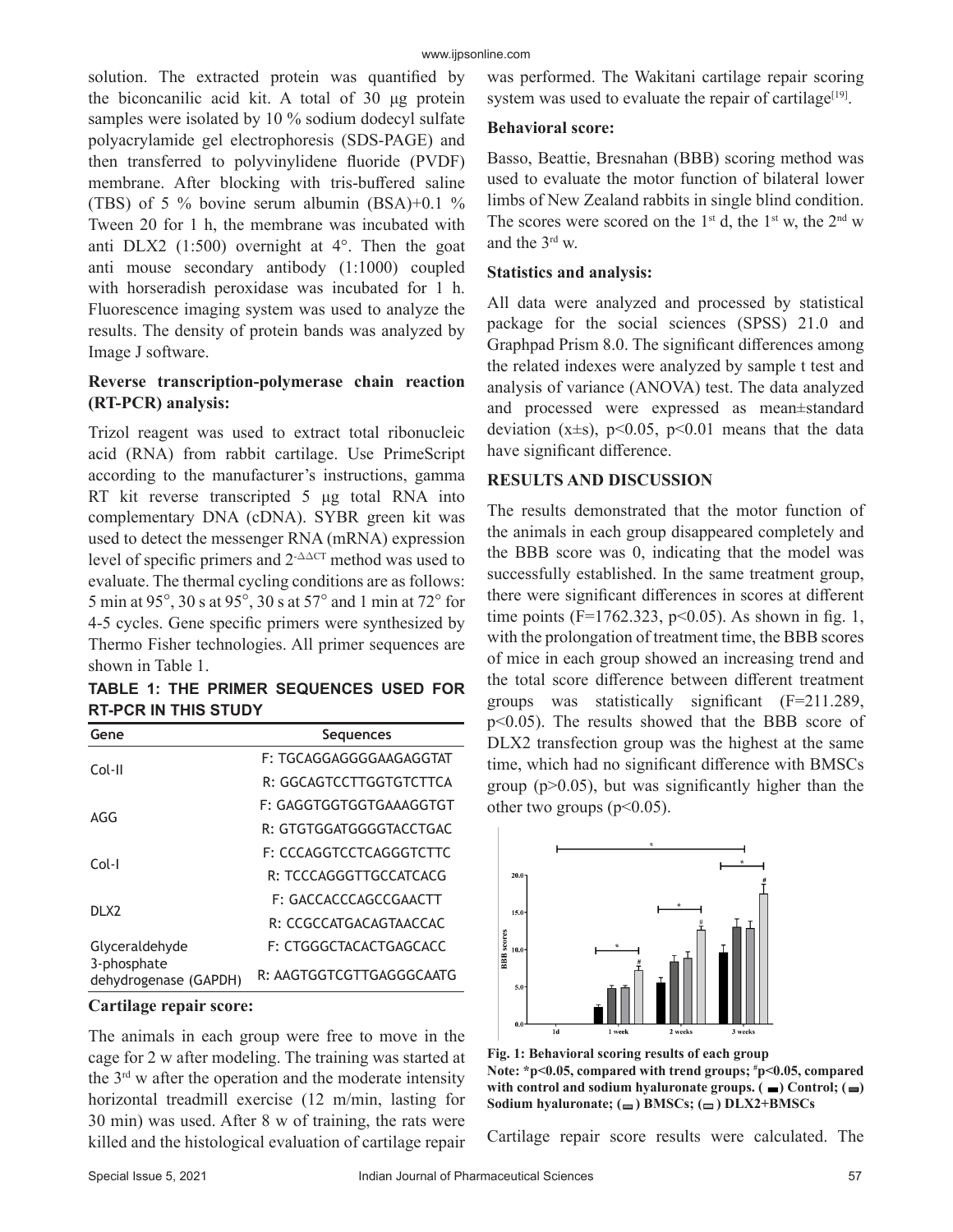solution. The extracted protein was quantified by the biconcanilic acid kit. A total of 30 μg protein samples were isolated by 10 % sodium dodecyl sulfate polyacrylamide gel electrophoresis (SDS-PAGE) and then transferred to polyvinylidene fluoride (PVDF) membrane. After blocking with tris-buffered saline (TBS) of 5 % bovine serum albumin (BSA)+0.1 % Tween 20 for 1 h, the membrane was incubated with anti DLX2 (1:500) overnight at 4°. Then the goat anti mouse secondary antibody (1:1000) coupled with horseradish peroxidase was incubated for 1 h. Fluorescence imaging system was used to analyze the results. The density of protein bands was analyzed by Image J software.

### Reverse transcription-polymerase chain reaction (RT-PCR) analysis:

Trizol reagent was used to extract total ribonucleic acid (RNA) from rabbit cartilage. Use PrimeScript according to the manufacturer's instructions, gamma RT kit reverse transcripted 5 μg total RNA into complementary DNA (cDNA). SYBR green kit was used to detect the messenger RNA (mRNA) expression level of specific primers and $2^{-\Delta\Delta CT}$ method was used to evaluate. The thermal cycling conditions are as follows: 5 min at 95°, 30 s at 95°, 30 s at 57° and 1 min at 72° for 4-5 cycles. Gene specific primers were synthesized by Thermo Fisher technologies. All primer sequences are shown in Table 1.

**TABLE 1: THE PRIMER SEQUENCES USED FOR RT-PCR IN THIS STUDY**

| Gene | Sequences |
|---|---|
| Col-II | F: TGCAGGAGGGGAAGAGGTAT |
| | R: GGCAGTCCTTGGTGTCTTCA |
| AGG | F: GAGGTGGTGGTGAAAGGTGT |
| | R: GTGTGGATGGGGTACCTGAC |
| Col-I | F: CCCAGGTCCTCAGGGTCTTC |
| | R: TCCCAGGGTTGCCATCACG |
| DLX2 | F: GACCACCCAGCCGAACTT |
| | R: CCGCCATGACAGTAACCAC |
| Glyceraldehyde 3-phosphate dehydrogenase (GAPDH) | F: CTGGGCTACACTGAGCACC |
| | R: AAGTGGTCGTTGAGGGCAATG |

### Cartilage repair score:

The animals in each group were free to move in the cage for 2 w after modeling. The training was started at the 3rd w after the operation and the moderate intensity horizontal treadmill exercise (12 m/min, lasting for 30 min) was used. After 8 w of training, the rats were killed and the histological evaluation of cartilage repair was performed. The Wakitani cartilage repair scoring system was used to evaluate the repair of cartilage[19].

### Behavioral score:

Basso, Beattie, Bresnahan (BBB) scoring method was used to evaluate the motor function of bilateral lower limbs of New Zealand rabbits in single blind condition. The scores were scored on the 1st d, the 1st w, the 2nd w and the 3rd w.

### Statistics and analysis:

All data were analyzed and processed by statistical package for the social sciences (SPSS) 21.0 and Graphpad Prism 8.0. The significant differences among the related indexes were analyzed by sample t test and analysis of variance (ANOVA) test. The data analyzed and processed were expressed as mean±standard deviation (x±s), $p<0.05$, $p<0.01$ means that the data have significant difference.

## RESULTS AND DISCUSSION

The results demonstrated that the motor function of the animals in each group disappeared completely and the BBB score was 0, indicating that the model was successfully established. In the same treatment group, there were significant differences in scores at different time points ($F=1762.323$, $p<0.05$). As shown in fig. 1, with the prolongation of treatment time, the BBB scores of mice in each group showed an increasing trend and the total score difference between different treatment groups was statistically significant ($F=211.289$, $p<0.05$). The results showed that the BBB score of DLX2 transfection group was the highest at the same time, which had no significant difference with BMSCs group ($p>0.05$), but was significantly higher than the other two groups ($p<0.05$).

**Fig. 1: Behavioral scoring results of each group**
**Note: \*p<0.05, compared with trend groups; #p<0.05, compared with control and sodium hyaluronate groups. ( ) Control; ( ) Sodium hyaluronate; ( ) BMSCs; ( ) DLX2+BMSCs**

Cartilage repair score results were calculated. The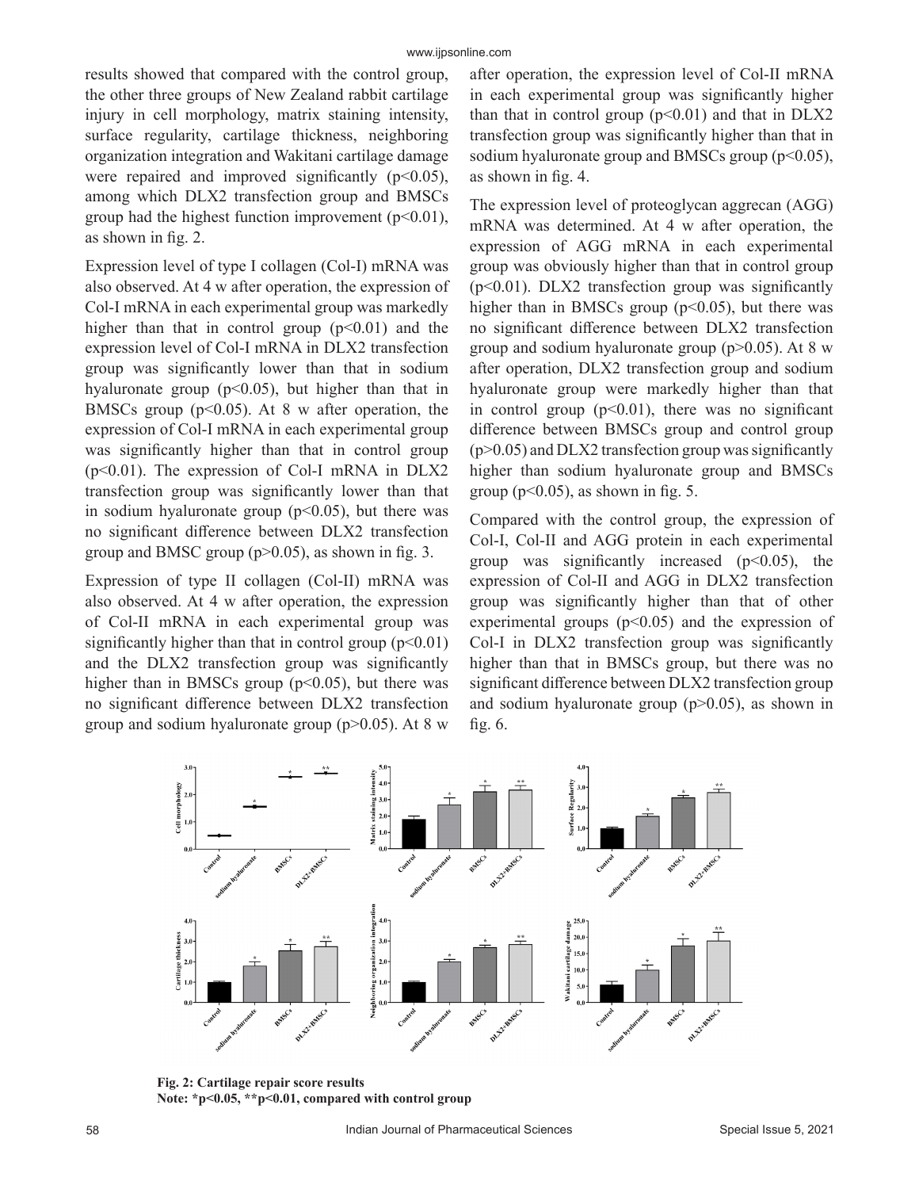results showed that compared with the control group, the other three groups of New Zealand rabbit cartilage injury in cell morphology, matrix staining intensity, surface regularity, cartilage thickness, neighboring organization integration and Wakitani cartilage damage were repaired and improved significantly ($p<0.05$), among which DLX2 transfection group and BMSCs group had the highest function improvement ($p<0.01$), as shown in fig. 2.

Expression level of type I collagen (Col-I) mRNA was also observed. At 4 w after operation, the expression of Col-I mRNA in each experimental group was markedly higher than that in control group ($p<0.01$) and the expression level of Col-I mRNA in DLX2 transfection group was significantly lower than that in sodium hyaluronate group ($p<0.05$), but higher than that in BMSCs group ($p<0.05$). At 8 w after operation, the expression of Col-I mRNA in each experimental group was significantly higher than that in control group ($p<0.01$). The expression of Col-I mRNA in DLX2 transfection group was significantly lower than that in sodium hyaluronate group ($p<0.05$), but there was no significant difference between DLX2 transfection group and BMSC group ($p>0.05$), as shown in fig. 3.

Expression of type II collagen (Col-II) mRNA was also observed. At 4 w after operation, the expression of Col-II mRNA in each experimental group was significantly higher than that in control group ($p<0.01$) and the DLX2 transfection group was significantly higher than in BMSCs group ($p<0.05$), but there was no significant difference between DLX2 transfection group and sodium hyaluronate group ($p>0.05$). At 8 w after operation, the expression level of Col-II mRNA in each experimental group was significantly higher than that in control group ($p<0.01$) and that in DLX2 transfection group was significantly higher than that in sodium hyaluronate group and BMSCs group ($p<0.05$), as shown in fig. 4.

The expression level of proteoglycan aggrecan (AGG) mRNA was determined. At 4 w after operation, the expression of AGG mRNA in each experimental group was obviously higher than that in control group ($p<0.01$). DLX2 transfection group was significantly higher than in BMSCs group ($p<0.05$), but there was no significant difference between DLX2 transfection group and sodium hyaluronate group ($p>0.05$). At 8 w after operation, DLX2 transfection group and sodium hyaluronate group were markedly higher than that in control group ($p<0.01$), there was no significant difference between BMSCs group and control group ($p>0.05$) and DLX2 transfection group was significantly higher than sodium hyaluronate group and BMSCs group ($p<0.05$), as shown in fig. 5.

Compared with the control group, the expression of Col-I, Col-II and AGG protein in each experimental group was significantly increased ($p<0.05$), the expression of Col-II and AGG in DLX2 transfection group was significantly higher than that of other experimental groups ($p<0.05$) and the expression of Col-I in DLX2 transfection group was significantly higher than that in BMSCs group, but there was no significant difference between DLX2 transfection group and sodium hyaluronate group ($p>0.05$), as shown in fig. 6.

**Fig. 2: Cartilage repair score results**
**Note: \*$p<0.05$, \*\*$p<0.01$, compared with control group**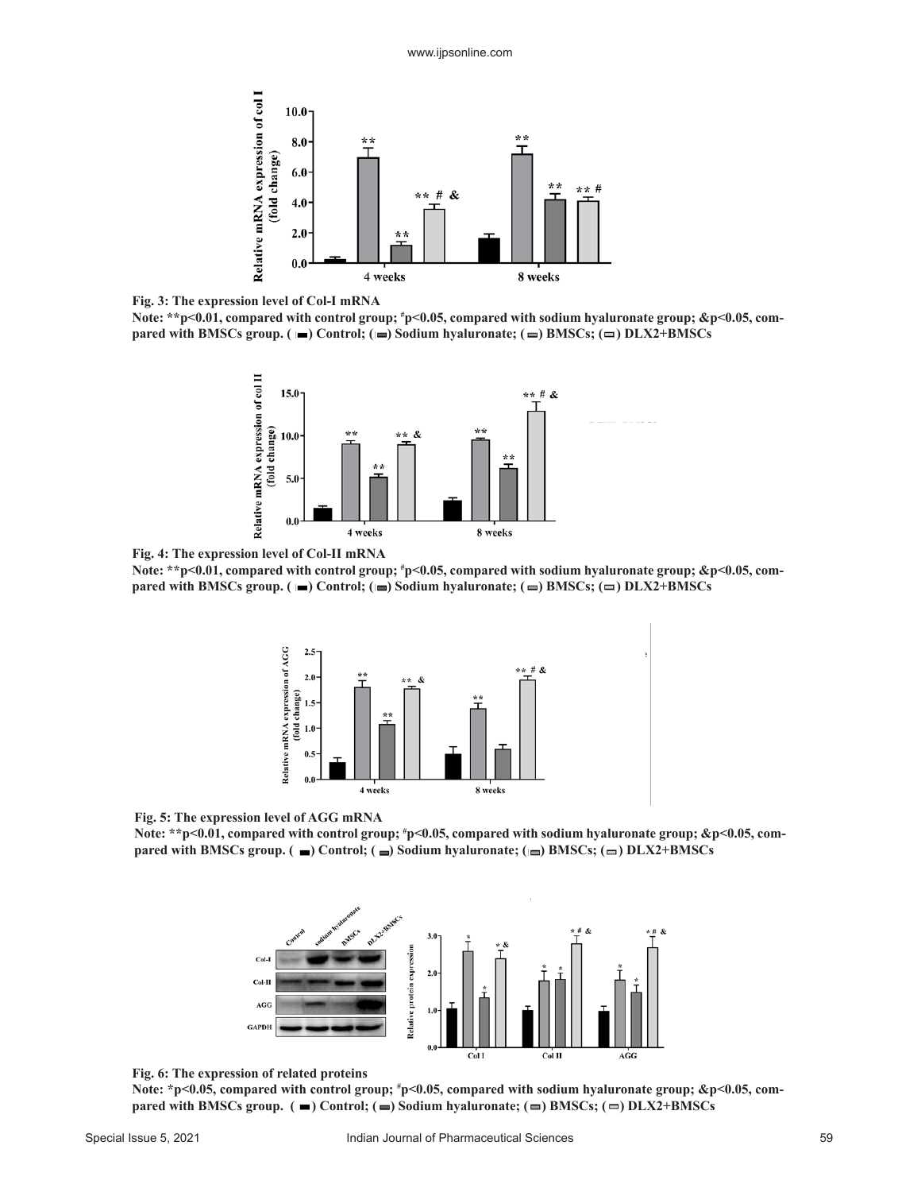Fig. 3: The expression level of Col-I mRNA

Note: **p<0.01, compared with control group; #p<0.05, compared with sodium hyaluronate group; &p<0.05, compared with BMSCs group. ( ) Control; ( ) Sodium hyaluronate; ( ) BMSCs; ( ) DLX2+BMSCs

Fig. 4: The expression level of Col-II mRNA

Note: **p<0.01, compared with control group; #p<0.05, compared with sodium hyaluronate group; &p<0.05, compared with BMSCs group. ( ) Control; ( ) Sodium hyaluronate; ( ) BMSCs; ( ) DLX2+BMSCs

Fig. 5: The expression level of AGG mRNA

Note: **p<0.01, compared with control group; #p<0.05, compared with sodium hyaluronate group; &p<0.05, compared with BMSCs group. ( ) Control; ( ) Sodium hyaluronate; ( ) BMSCs; ( ) DLX2+BMSCs

Fig. 6: The expression of related proteins

Note: *p<0.05, compared with control group; #p<0.05, compared with sodium hyaluronate group; &p<0.05, compared with BMSCs group. ( ) Control; ( ) Sodium hyaluronate; ( ) BMSCs; ( ) DLX2+BMSCs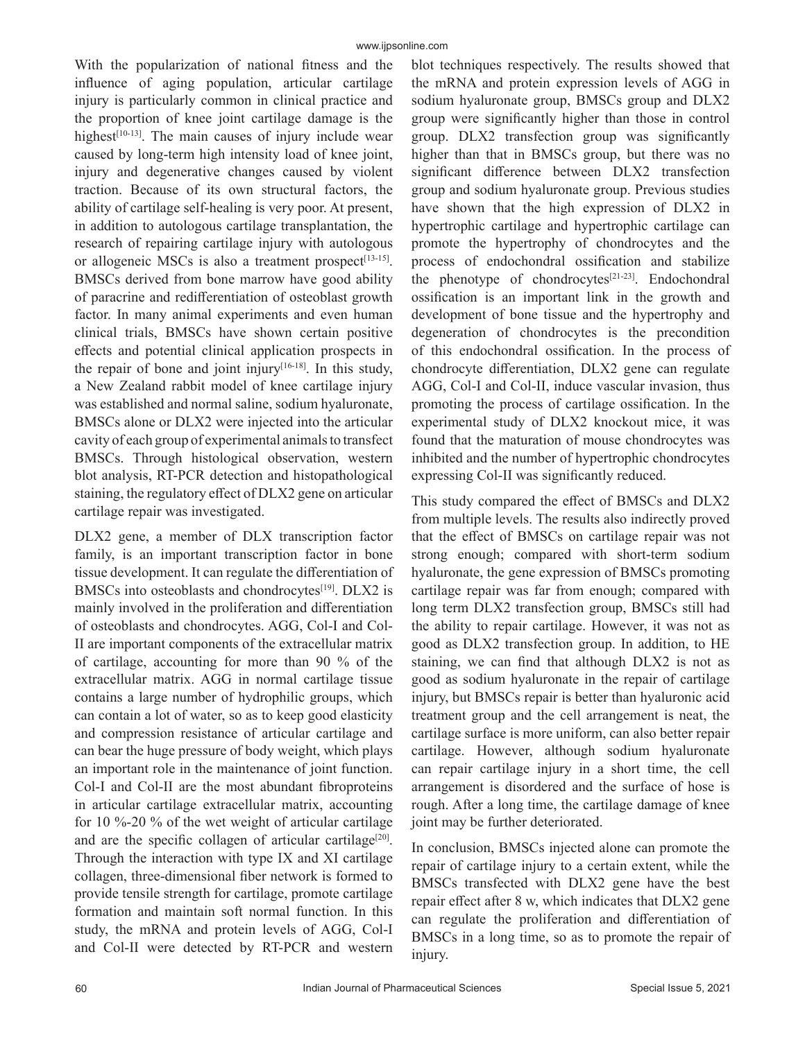With the popularization of national fitness and the influence of aging population, articular cartilage injury is particularly common in clinical practice and the proportion of knee joint cartilage damage is the highest[10-13]. The main causes of injury include wear caused by long-term high intensity load of knee joint, injury and degenerative changes caused by violent traction. Because of its own structural factors, the ability of cartilage self-healing is very poor. At present, in addition to autologous cartilage transplantation, the research of repairing cartilage injury with autologous or allogeneic MSCs is also a treatment prospect[13-15]. BMSCs derived from bone marrow have good ability of paracrine and redifferentiation of osteoblast growth factor. In many animal experiments and even human clinical trials, BMSCs have shown certain positive effects and potential clinical application prospects in the repair of bone and joint injury[16-18]. In this study, a New Zealand rabbit model of knee cartilage injury was established and normal saline, sodium hyaluronate, BMSCs alone or DLX2 were injected into the articular cavity of each group of experimental animals to transfect BMSCs. Through histological observation, western blot analysis, RT-PCR detection and histopathological staining, the regulatory effect of DLX2 gene on articular cartilage repair was investigated.

DLX2 gene, a member of DLX transcription factor family, is an important transcription factor in bone tissue development. It can regulate the differentiation of BMSCs into osteoblasts and chondrocytes[19]. DLX2 is mainly involved in the proliferation and differentiation of osteoblasts and chondrocytes. AGG, Col-I and Col-II are important components of the extracellular matrix of cartilage, accounting for more than 90 % of the extracellular matrix. AGG in normal cartilage tissue contains a large number of hydrophilic groups, which can contain a lot of water, so as to keep good elasticity and compression resistance of articular cartilage and can bear the huge pressure of body weight, which plays an important role in the maintenance of joint function. Col-I and Col-II are the most abundant fibroproteins in articular cartilage extracellular matrix, accounting for 10 %-20 % of the wet weight of articular cartilage and are the specific collagen of articular cartilage[20]. Through the interaction with type IX and XI cartilage collagen, three-dimensional fiber network is formed to provide tensile strength for cartilage, promote cartilage formation and maintain soft normal function. In this study, the mRNA and protein levels of AGG, Col-I and Col-II were detected by RT-PCR and western blot techniques respectively. The results showed that the mRNA and protein expression levels of AGG in sodium hyaluronate group, BMSCs group and DLX2 group were significantly higher than those in control group. DLX2 transfection group was significantly higher than that in BMSCs group, but there was no significant difference between DLX2 transfection group and sodium hyaluronate group. Previous studies have shown that the high expression of DLX2 in hypertrophic cartilage and hypertrophic cartilage can promote the hypertrophy of chondrocytes and the process of endochondral ossification and stabilize the phenotype of chondrocytes[21-23]. Endochondral ossification is an important link in the growth and development of bone tissue and the hypertrophy and degeneration of chondrocytes is the precondition of this endochondral ossification. In the process of chondrocyte differentiation, DLX2 gene can regulate AGG, Col-I and Col-II, induce vascular invasion, thus promoting the process of cartilage ossification. In the experimental study of DLX2 knockout mice, it was found that the maturation of mouse chondrocytes was inhibited and the number of hypertrophic chondrocytes expressing Col-II was significantly reduced.

This study compared the effect of BMSCs and DLX2 from multiple levels. The results also indirectly proved that the effect of BMSCs on cartilage repair was not strong enough; compared with short-term sodium hyaluronate, the gene expression of BMSCs promoting cartilage repair was far from enough; compared with long term DLX2 transfection group, BMSCs still had the ability to repair cartilage. However, it was not as good as DLX2 transfection group. In addition, to HE staining, we can find that although DLX2 is not as good as sodium hyaluronate in the repair of cartilage injury, but BMSCs repair is better than hyaluronic acid treatment group and the cell arrangement is neat, the cartilage surface is more uniform, can also better repair cartilage. However, although sodium hyaluronate can repair cartilage injury in a short time, the cell arrangement is disordered and the surface of hose is rough. After a long time, the cartilage damage of knee joint may be further deteriorated.

In conclusion, BMSCs injected alone can promote the repair of cartilage injury to a certain extent, while the BMSCs transfected with DLX2 gene have the best repair effect after 8 w, which indicates that DLX2 gene can regulate the proliferation and differentiation of BMSCs in a long time, so as to promote the repair of injury.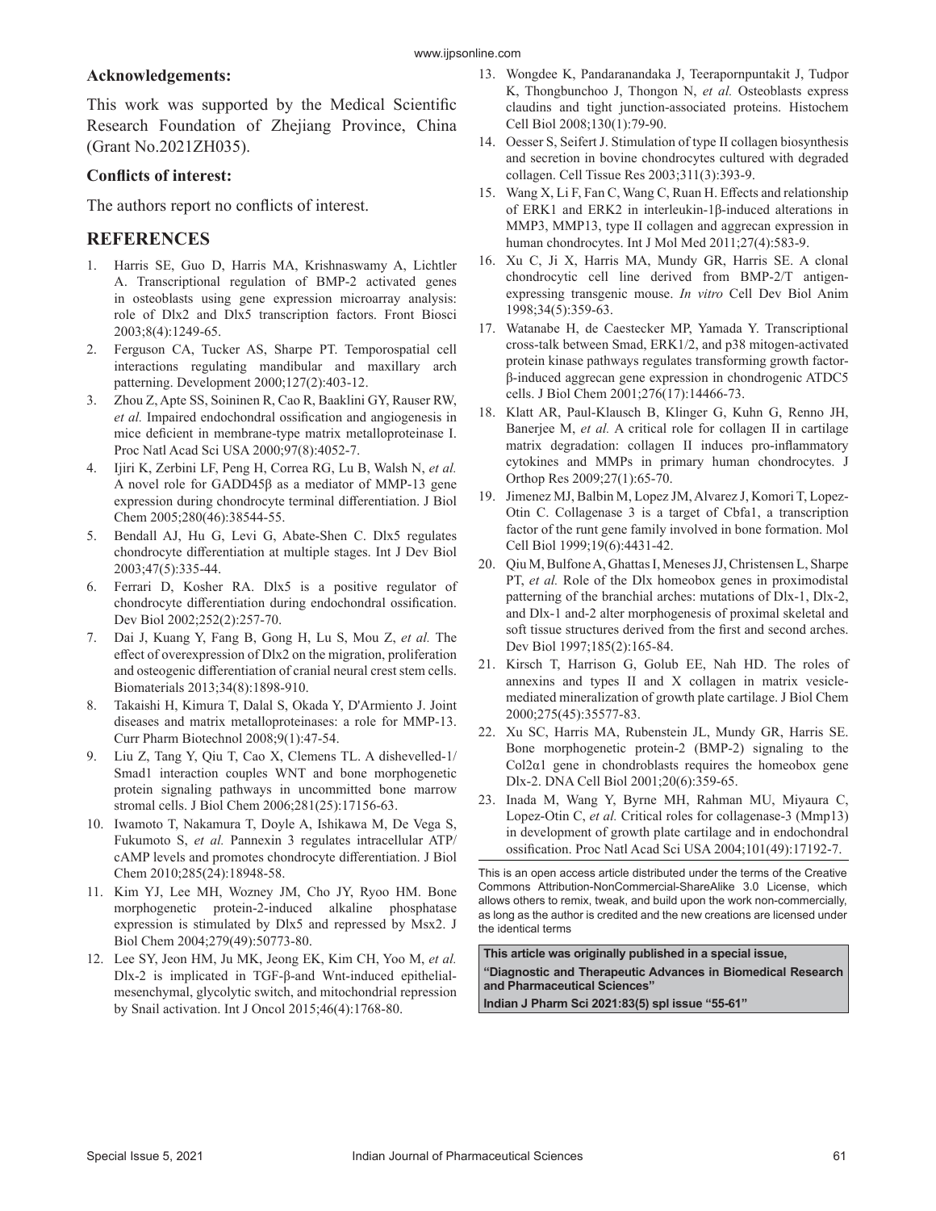**Acknowledgements:**

This work was supported by the Medical Scientific Research Foundation of Zhejiang Province, China (Grant No.2021ZH035).

**Conflicts of interest:**

The authors report no conflicts of interest.

## REFERENCES

1. Harris SE, Guo D, Harris MA, Krishnaswamy A, Lichtler A. Transcriptional regulation of BMP-2 activated genes in osteoblasts using gene expression microarray analysis: role of Dlx2 and Dlx5 transcription factors. Front Biosci 2003;8(4):1249-65.
2. Ferguson CA, Tucker AS, Sharpe PT. Temporospatial cell interactions regulating mandibular and maxillary arch patterning. Development 2000;127(2):403-12.
3. Zhou Z, Apte SS, Soininen R, Cao R, Baaklini GY, Rauser RW, *et al.* Impaired endochondral ossification and angiogenesis in mice deficient in membrane-type matrix metalloproteinase I. Proc Natl Acad Sci USA 2000;97(8):4052-7.
4. Ijiri K, Zerbini LF, Peng H, Correa RG, Lu B, Walsh N, *et al.* A novel role for GADD45β as a mediator of MMP-13 gene expression during chondrocyte terminal differentiation. J Biol Chem 2005;280(46):38544-55.
5. Bendall AJ, Hu G, Levi G, Abate-Shen C. Dlx5 regulates chondrocyte differentiation at multiple stages. Int J Dev Biol 2003;47(5):335-44.
6. Ferrari D, Kosher RA. Dlx5 is a positive regulator of chondrocyte differentiation during endochondral ossification. Dev Biol 2002;252(2):257-70.
7. Dai J, Kuang Y, Fang B, Gong H, Lu S, Mou Z, *et al.* The effect of overexpression of Dlx2 on the migration, proliferation and osteogenic differentiation of cranial neural crest stem cells. Biomaterials 2013;34(8):1898-910.
8. Takaishi H, Kimura T, Dalal S, Okada Y, D'Armiento J. Joint diseases and matrix metalloproteinases: a role for MMP-13. Curr Pharm Biotechnol 2008;9(1):47-54.
9. Liu Z, Tang Y, Qiu T, Cao X, Clemens TL. A dishevelled-1/Smad1 interaction couples WNT and bone morphogenetic protein signaling pathways in uncommitted bone marrow stromal cells. J Biol Chem 2006;281(25):17156-63.
10. Iwamoto T, Nakamura T, Doyle A, Ishikawa M, De Vega S, Fukumoto S, *et al.* Pannexin 3 regulates intracellular ATP/cAMP levels and promotes chondrocyte differentiation. J Biol Chem 2010;285(24):18948-58.
11. Kim YJ, Lee MH, Wozney JM, Cho JY, Ryoo HM. Bone morphogenetic protein-2-induced alkaline phosphatase expression is stimulated by Dlx5 and repressed by Msx2. J Biol Chem 2004;279(49):50773-80.
12. Lee SY, Jeon HM, Ju MK, Jeong EK, Kim CH, Yoo M, *et al.* Dlx-2 is implicated in TGF-β-and Wnt-induced epithelial-mesenchymal, glycolytic switch, and mitochondrial repression by Snail activation. Int J Oncol 2015;46(4):1768-80.
13. Wongdee K, Pandaranandaka J, Teerapornpuntakit J, Tudpor K, Thongbunchoo J, Thongon N, *et al.* Osteoblasts express claudins and tight junction-associated proteins. Histochem Cell Biol 2008;130(1):79-90.
14. Oesser S, Seifert J. Stimulation of type II collagen biosynthesis and secretion in bovine chondrocytes cultured with degraded collagen. Cell Tissue Res 2003;311(3):393-9.
15. Wang X, Li F, Fan C, Wang C, Ruan H. Effects and relationship of ERK1 and ERK2 in interleukin-1β-induced alterations in MMP3, MMP13, type II collagen and aggrecan expression in human chondrocytes. Int J Mol Med 2011;27(4):583-9.
16. Xu C, Ji X, Harris MA, Mundy GR, Harris SE. A clonal chondrocytic cell line derived from BMP-2/T antigen-expressing transgenic mouse. *In vitro* Cell Dev Biol Anim 1998;34(5):359-63.
17. Watanabe H, de Caestecker MP, Yamada Y. Transcriptional cross-talk between Smad, ERK1/2, and p38 mitogen-activated protein kinase pathways regulates transforming growth factor-β-induced aggrecan gene expression in chondrogenic ATDC5 cells. J Biol Chem 2001;276(17):14466-73.
18. Klatt AR, Paul-Klausch B, Klinger G, Kuhn G, Renno JH, Banerjee M, *et al.* A critical role for collagen II in cartilage matrix degradation: collagen II induces pro-inflammatory cytokines and MMPs in primary human chondrocytes. J Orthop Res 2009;27(1):65-70.
19. Jimenez MJ, Balbin M, Lopez JM, Alvarez J, Komori T, Lopez-Otin C. Collagenase 3 is a target of Cbfa1, a transcription factor of the runt gene family involved in bone formation. Mol Cell Biol 1999;19(6):4431-42.
20. Qiu M, Bulfone A, Ghattas I, Meneses JJ, Christensen L, Sharpe PT, *et al.* Role of the Dlx homeobox genes in proximodistal patterning of the branchial arches: mutations of Dlx-1, Dlx-2, and Dlx-1 and-2 alter morphogenesis of proximal skeletal and soft tissue structures derived from the first and second arches. Dev Biol 1997;185(2):165-84.
21. Kirsch T, Harrison G, Golub EE, Nah HD. The roles of annexins and types II and X collagen in matrix vesicle-mediated mineralization of growth plate cartilage. J Biol Chem 2000;275(45):35577-83.
22. Xu SC, Harris MA, Rubenstein JL, Mundy GR, Harris SE. Bone morphogenetic protein-2 (BMP-2) signaling to the Col2α1 gene in chondroblasts requires the homeobox gene Dlx-2. DNA Cell Biol 2001;20(6):359-65.
23. Inada M, Wang Y, Byrne MH, Rahman MU, Miyaura C, Lopez-Otin C, *et al.* Critical roles for collagenase-3 (Mmp13) in development of growth plate cartilage and in endochondral ossification. Proc Natl Acad Sci USA 2004;101(49):17192-7.

This is an open access article distributed under the terms of the Creative Commons Attribution-NonCommercial-ShareAlike 3.0 License, which allows others to remix, tweak, and build upon the work non-commercially, as long as the author is credited and the new creations are licensed under the identical terms

**This article was originally published in a special issue, "Diagnostic and Therapeutic Advances in Biomedical Research and Pharmaceutical Sciences"**
**Indian J Pharm Sci 2021:83(5) spl issue "55-61"**